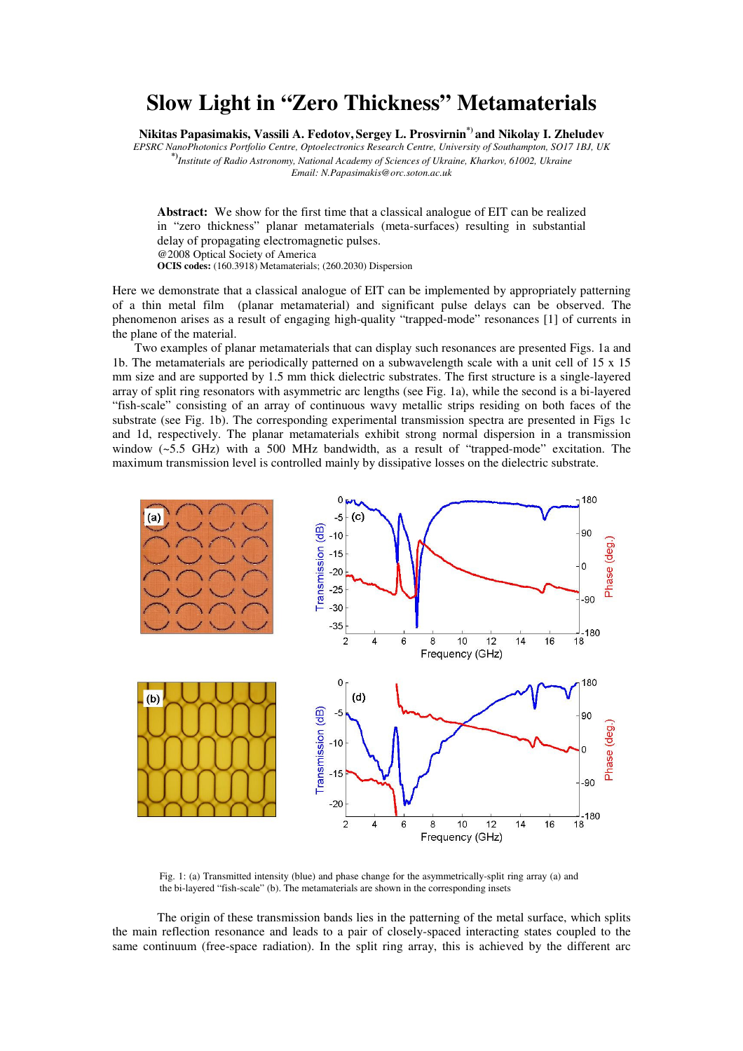# Slow Light in "Zero Thickness" Metamaterials

**Nikitas Papasimakis, Vassili A. Fedotov, Sergey L. Prosvirnin[*] and Nikolay I. Zheludev**

*EPSRC NanoPhotonics Portfolio Centre, Optoelectronics Research Centre, University of Southampton, SO17 1BJ, UK*

*[*]Institute of Radio Astronomy, National Academy of Sciences of Ukraine, Kharkov, 61002, Ukraine*

*Email: N.Papasimakis@orc.soton.ac.uk*

**Abstract:** We show for the first time that a classical analogue of EIT can be realized in "zero thickness" planar metamaterials (meta-surfaces) resulting in substantial delay of propagating electromagnetic pulses.

@2008 Optical Society of America

**OCIS codes:** (160.3918) Metamaterials; (260.2030) Dispersion

Here we demonstrate that a classical analogue of EIT can be implemented by appropriately patterning of a thin metal film (planar metamaterial) and significant pulse delays can be observed. The phenomenon arises as a result of engaging high-quality "trapped-mode" resonances [1] of currents in the plane of the material.

Two examples of planar metamaterials that can display such resonances are presented Figs. 1a and 1b. The metamaterials are periodically patterned on a subwavelength scale with a unit cell of 15 x 15 mm size and are supported by 1.5 mm thick dielectric substrates. The first structure is a single-layered array of split ring resonators with asymmetric arc lengths (see Fig. 1a), while the second is a bi-layered "fish-scale" consisting of an array of continuous wavy metallic strips residing on both faces of the substrate (see Fig. 1b). The corresponding experimental transmission spectra are presented in Figs 1c and 1d, respectively. The planar metamaterials exhibit strong normal dispersion in a transmission window (~5.5 GHz) with a 500 MHz bandwidth, as a result of "trapped-mode" excitation. The maximum transmission level is controlled mainly by dissipative losses on the dielectric substrate.

Fig. 1: (a) Transmitted intensity (blue) and phase change for the asymmetrically-split ring array (a) and the bi-layered "fish-scale" (b). The metamaterials are shown in the corresponding insets

The origin of these transmission bands lies in the patterning of the metal surface, which splits the main reflection resonance and leads to a pair of closely-spaced interacting states coupled to the same continuum (free-space radiation). In the split ring array, this is achieved by the different arc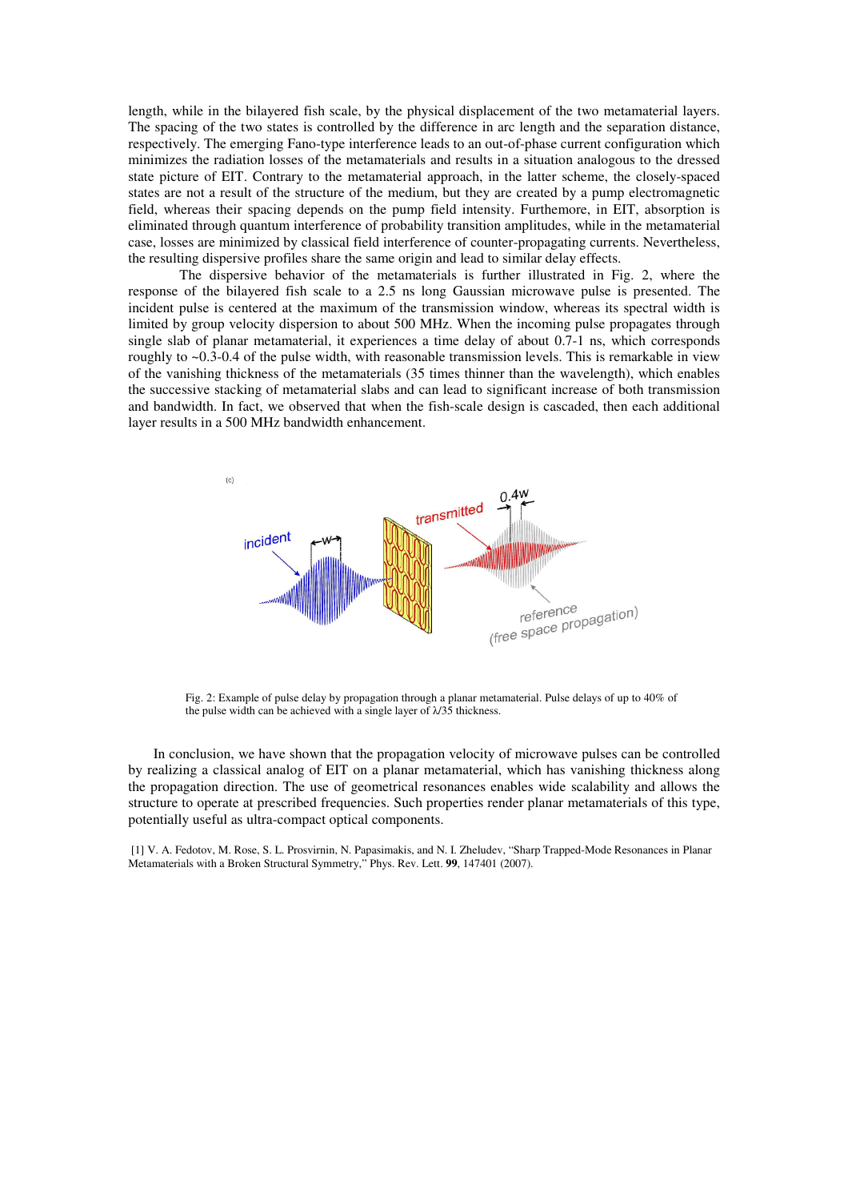length, while in the bilayered fish scale, by the physical displacement of the two metamaterial layers. The spacing of the two states is controlled by the difference in arc length and the separation distance, respectively. The emerging Fano-type interference leads to an out-of-phase current configuration which minimizes the radiation losses of the metamaterials and results in a situation analogous to the dressed state picture of EIT. Contrary to the metamaterial approach, in the latter scheme, the closely-spaced states are not a result of the structure of the medium, but they are created by a pump electromagnetic field, whereas their spacing depends on the pump field intensity. Furthermore, in EIT, absorption is eliminated through quantum interference of probability transition amplitudes, while in the metamaterial case, losses are minimized by classical field interference of counter-propagating currents. Nevertheless, the resulting dispersive profiles share the same origin and lead to similar delay effects.

The dispersive behavior of the metamaterials is further illustrated in Fig. 2, where the response of the bilayered fish scale to a 2.5 ns long Gaussian microwave pulse is presented. The incident pulse is centered at the maximum of the transmission window, whereas its spectral width is limited by group velocity dispersion to about 500 MHz. When the incoming pulse propagates through single slab of planar metamaterial, it experiences a time delay of about 0.7-1 ns, which corresponds roughly to ~0.3-0.4 of the pulse width, with reasonable transmission levels. This is remarkable in view of the vanishing thickness of the metamaterials (35 times thinner than the wavelength), which enables the successive stacking of metamaterial slabs and can lead to significant increase of both transmission and bandwidth. In fact, we observed that when the fish-scale design is cascaded, then each additional layer results in a 500 MHz bandwidth enhancement.

(c)

incident

w

transmitted

0.4w

reference
(free space propagation)

Fig. 2: Example of pulse delay by propagation through a planar metamaterial. Pulse delays of up to 40% of the pulse width can be achieved with a single layer of $\lambda/35$ thickness.

In conclusion, we have shown that the propagation velocity of microwave pulses can be controlled by realizing a classical analog of EIT on a planar metamaterial, which has vanishing thickness along the propagation direction. The use of geometrical resonances enables wide scalability and allows the structure to operate at prescribed frequencies. Such properties render planar metamaterials of this type, potentially useful as ultra-compact optical components.

[1] V. A. Fedotov, M. Rose, S. L. Prosvirnin, N. Papasimakis, and N. I. Zheludev, "Sharp Trapped-Mode Resonances in Planar Metamaterials with a Broken Structural Symmetry," Phys. Rev. Lett. **99**, 147401 (2007).